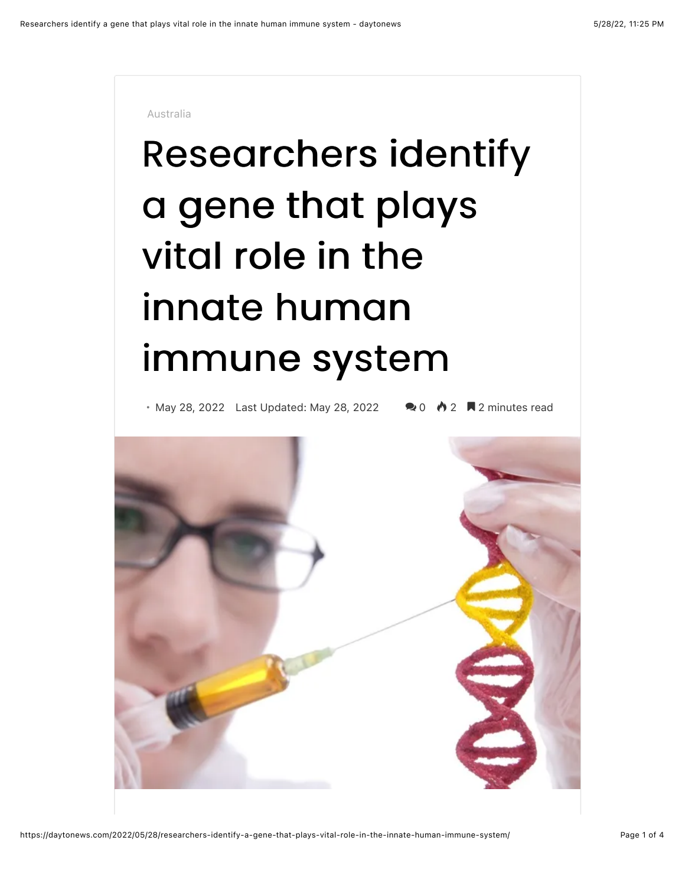Australia

# Researchers identify a gene that plays vital role in the innate human immune system

• May 28, 2022 Last Updated: May 28, 2022 0 2 2 minutes read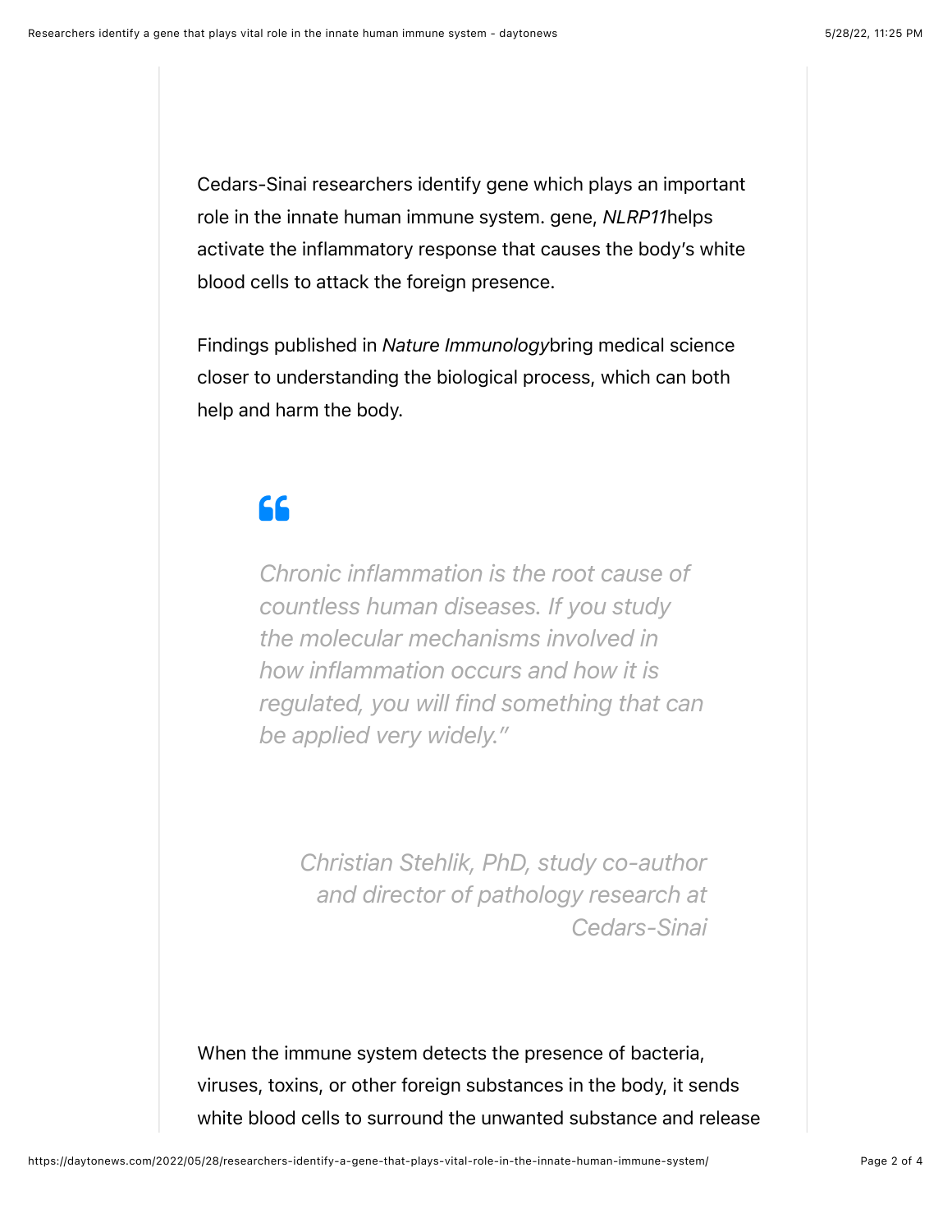Cedars-Sinai researchers identify gene which plays an important role in the innate human immune system. gene, *NLRP11*helps activate the inflammatory response that causes the body's white blood cells to attack the foreign presence.

Findings published in *Nature Immunology*bring medical science closer to understanding the biological process, which can both help and harm the body.

> *Chronic inflammation is the root cause of countless human diseases. If you study the molecular mechanisms involved in how inflammation occurs and how it is regulated, you will find something that can be applied very widely."*
>
> *Christian Stehlik, PhD, study co-author and director of pathology research at Cedars-Sinai*

When the immune system detects the presence of bacteria, viruses, toxins, or other foreign substances in the body, it sends white blood cells to surround the unwanted substance and release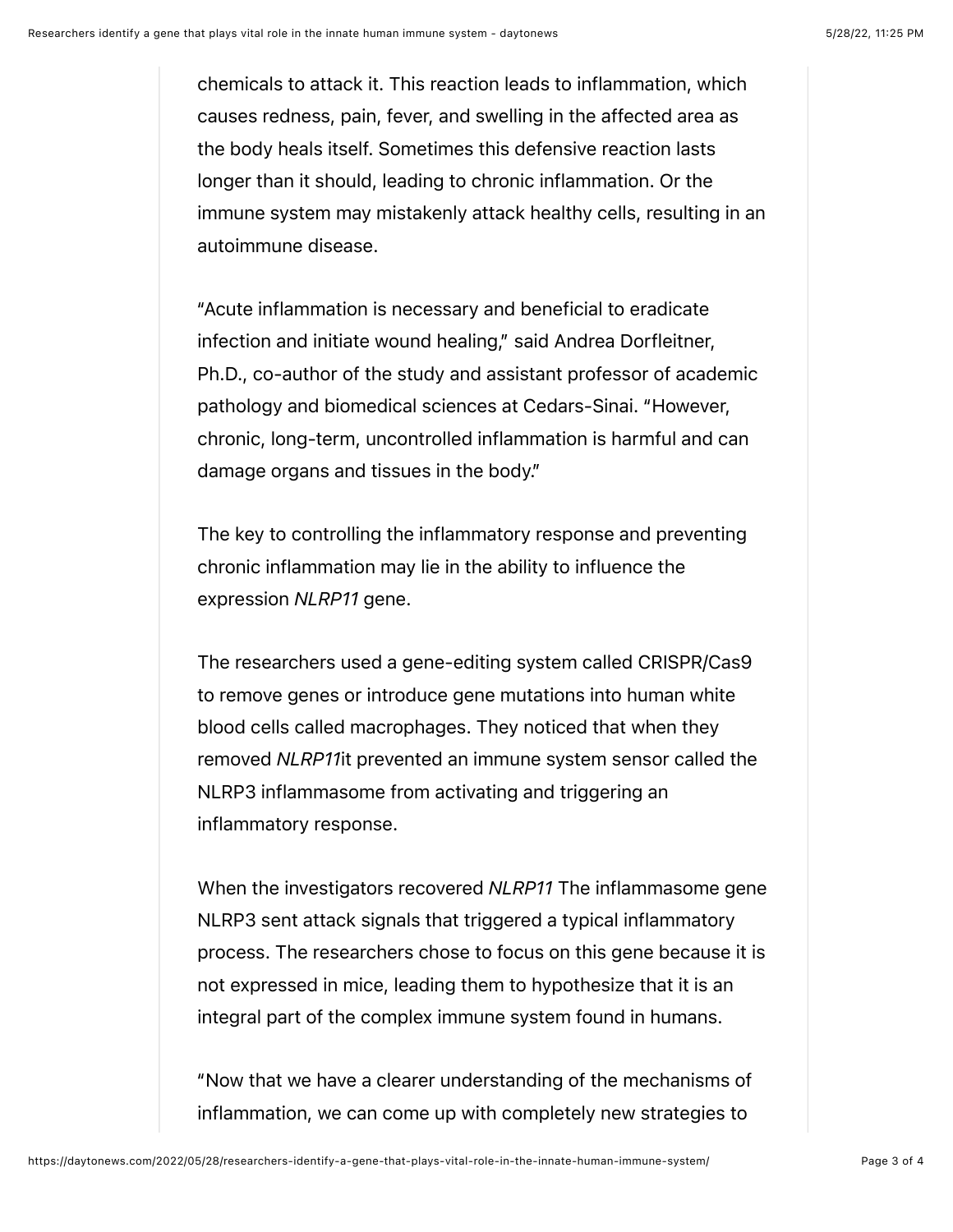chemicals to attack it. This reaction leads to inflammation, which causes redness, pain, fever, and swelling in the affected area as the body heals itself. Sometimes this defensive reaction lasts longer than it should, leading to chronic inflammation. Or the immune system may mistakenly attack healthy cells, resulting in an autoimmune disease.

"Acute inflammation is necessary and beneficial to eradicate infection and initiate wound healing," said Andrea Dorfleitner, Ph.D., co-author of the study and assistant professor of academic pathology and biomedical sciences at Cedars-Sinai. "However, chronic, long-term, uncontrolled inflammation is harmful and can damage organs and tissues in the body."

The key to controlling the inflammatory response and preventing chronic inflammation may lie in the ability to influence the expression *NLRP11* gene.

The researchers used a gene-editing system called CRISPR/Cas9 to remove genes or introduce gene mutations into human white blood cells called macrophages. They noticed that when they removed *NLRP11*it prevented an immune system sensor called the NLRP3 inflammasome from activating and triggering an inflammatory response.

When the investigators recovered *NLRP11* The inflammasome gene NLRP3 sent attack signals that triggered a typical inflammatory process. The researchers chose to focus on this gene because it is not expressed in mice, leading them to hypothesize that it is an integral part of the complex immune system found in humans.

"Now that we have a clearer understanding of the mechanisms of inflammation, we can come up with completely new strategies to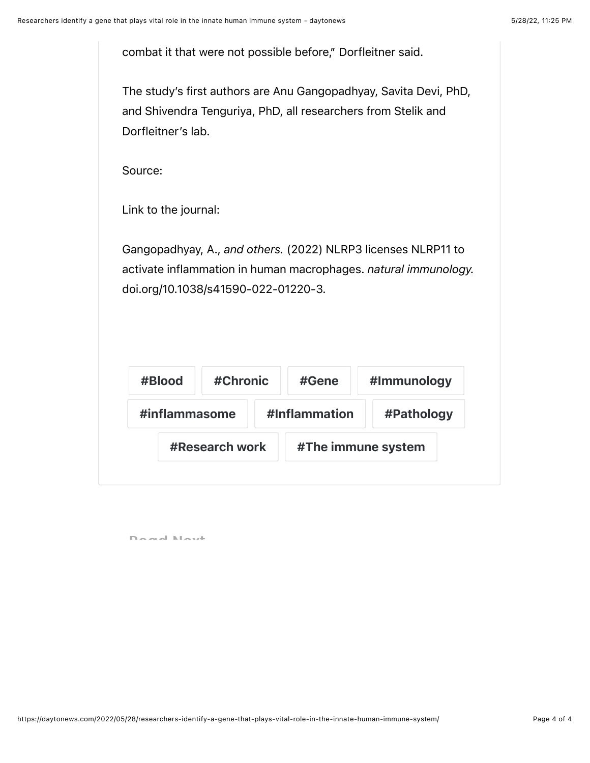combat it that were not possible before," Dorfleitner said.

The study's first authors are Anu Gangopadhyay, Savita Devi, PhD, and Shivendra Tenguriya, PhD, all researchers from Stelik and Dorfleitner's lab.

Source:

Link to the journal:

Gangopadhyay, A., *and others*. (2022) NLRP3 licenses NLRP11 to activate inflammation in human macrophages. *natural immunology*. doi.org/10.1038/s41590-022-01220-3.

**#Blood** **#Chronic** **#Gene** **#Immunology** **#inflammasome** **#Inflammation** **#Pathology** **#Research work** **#The immune system**

Read Next